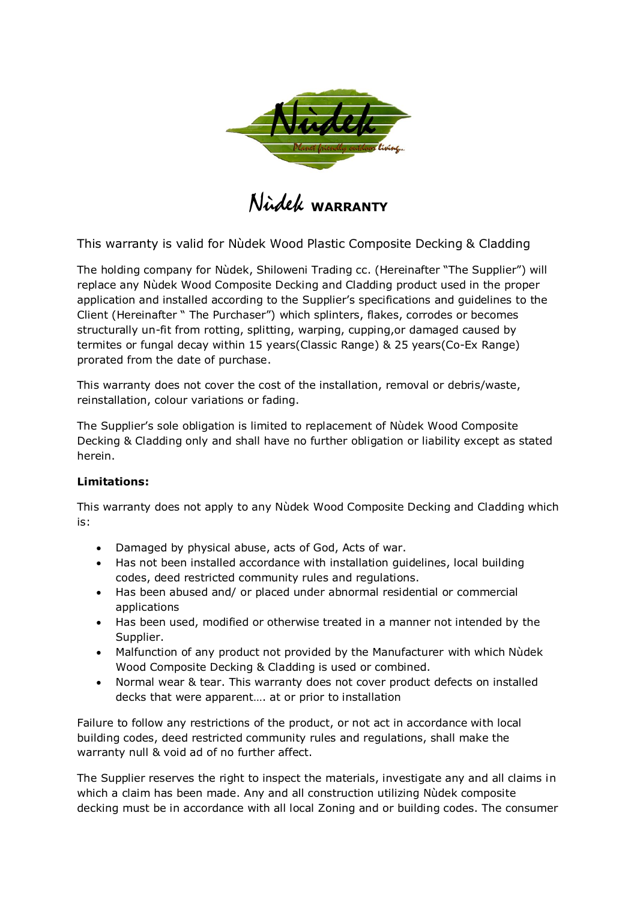# Nùdek WARRANTY

This warranty is valid for Nùdek Wood Plastic Composite Decking & Cladding

The holding company for Nùdek, Shiloweni Trading cc. (Hereinafter "The Supplier") will replace any Nùdek Wood Composite Decking and Cladding product used in the proper application and installed according to the Supplier's specifications and guidelines to the Client (Hereinafter " The Purchaser") which splinters, flakes, corrodes or becomes structurally un-fit from rotting, splitting, warping, cupping,or damaged caused by termites or fungal decay within 15 years(Classic Range) & 25 years(Co-Ex Range) prorated from the date of purchase.

This warranty does not cover the cost of the installation, removal or debris/waste, reinstallation, colour variations or fading.

The Supplier's sole obligation is limited to replacement of Nùdek Wood Composite Decking & Cladding only and shall have no further obligation or liability except as stated herein.

**Limitations:**

This warranty does not apply to any Nùdek Wood Composite Decking and Cladding which is:

- Damaged by physical abuse, acts of God, Acts of war.
- Has not been installed accordance with installation guidelines, local building codes, deed restricted community rules and regulations.
- Has been abused and/ or placed under abnormal residential or commercial applications
- Has been used, modified or otherwise treated in a manner not intended by the Supplier.
- Malfunction of any product not provided by the Manufacturer with which Nùdek Wood Composite Decking & Cladding is used or combined.
- Normal wear & tear. This warranty does not cover product defects on installed decks that were apparent…. at or prior to installation

Failure to follow any restrictions of the product, or not act in accordance with local building codes, deed restricted community rules and regulations, shall make the warranty null & void ad of no further affect.

The Supplier reserves the right to inspect the materials, investigate any and all claims in which a claim has been made. Any and all construction utilizing Nùdek composite decking must be in accordance with all local Zoning and or building codes. The consumer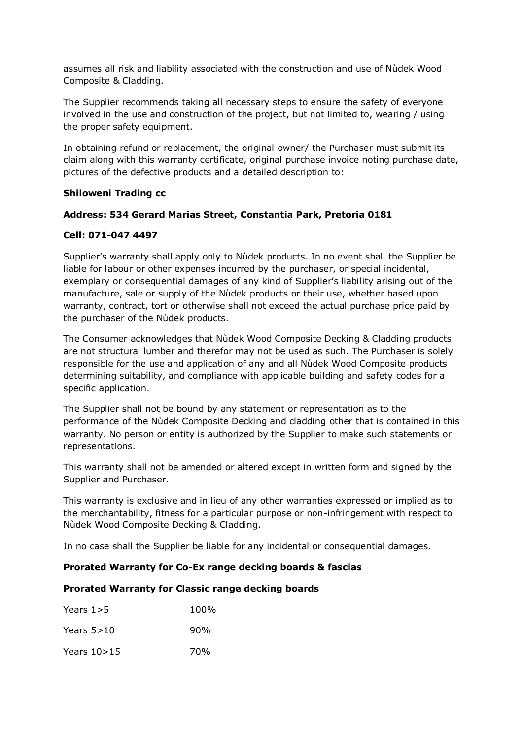assumes all risk and liability associated with the construction and use of Nùdek Wood Composite & Cladding.

The Supplier recommends taking all necessary steps to ensure the safety of everyone involved in the use and construction of the project, but not limited to, wearing / using the proper safety equipment.

In obtaining refund or replacement, the original owner/ the Purchaser must submit its claim along with this warranty certificate, original purchase invoice noting purchase date, pictures of the defective products and a detailed description to:

**Shiloweni Trading cc**

**Address: 534 Gerard Marias Street, Constantia Park, Pretoria 0181**

**Cell: 071-047 4497**

Supplier's warranty shall apply only to Nùdek products. In no event shall the Supplier be liable for labour or other expenses incurred by the purchaser, or special incidental, exemplary or consequential damages of any kind of Supplier's liability arising out of the manufacture, sale or supply of the Nùdek products or their use, whether based upon warranty, contract, tort or otherwise shall not exceed the actual purchase price paid by the purchaser of the Nùdek products.

The Consumer acknowledges that Nùdek Wood Composite Decking & Cladding products are not structural lumber and therefor may not be used as such. The Purchaser is solely responsible for the use and application of any and all Nùdek Wood Composite products determining suitability, and compliance with applicable building and safety codes for a specific application.

The Supplier shall not be bound by any statement or representation as to the performance of the Nùdek Composite Decking and cladding other that is contained in this warranty. No person or entity is authorized by the Supplier to make such statements or representations.

This warranty shall not be amended or altered except in written form and signed by the Supplier and Purchaser.

This warranty is exclusive and in lieu of any other warranties expressed or implied as to the merchantability, fitness for a particular purpose or non-infringement with respect to Nùdek Wood Composite Decking & Cladding.

In no case shall the Supplier be liable for any incidental or consequential damages.

**Prorated Warranty for Co-Ex range decking boards & fascias**

**Prorated Warranty for Classic range decking boards**

| | |
|---|---|
| Years 1>5 | 100% |
| Years 5>10 | 90% |
| Years 10>15 | 70% |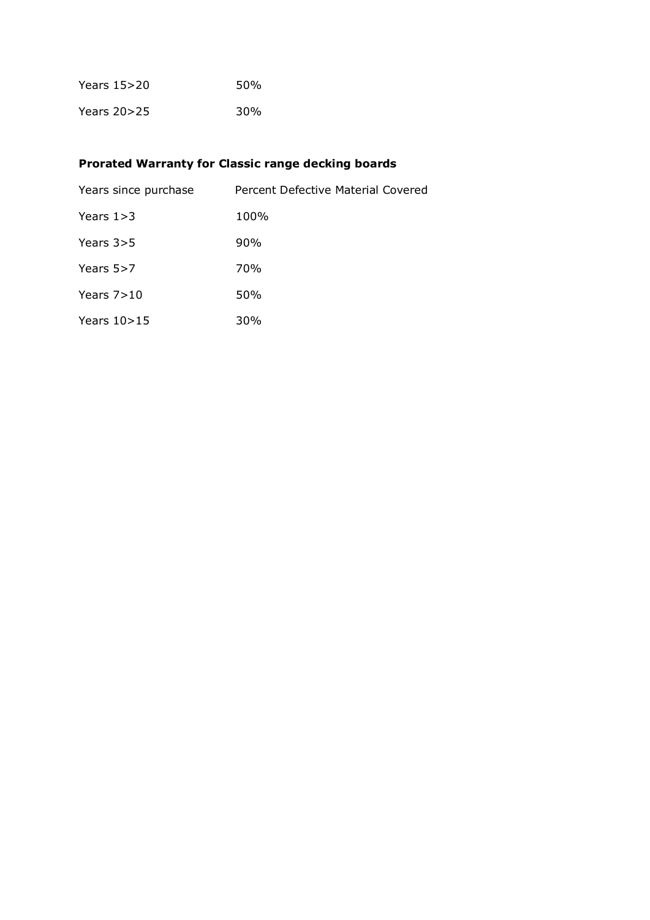| | |
|---|---|
| Years 15>20 | 50% |
| Years 20>25 | 30% |

**Prorated Warranty for Classic range decking boards**

| Years since purchase | Percent Defective Material Covered |
|---|---|
| Years 1>3 | 100% |
| Years 3>5 | 90% |
| Years 5>7 | 70% |
| Years 7>10 | 50% |
| Years 10>15 | 30% |